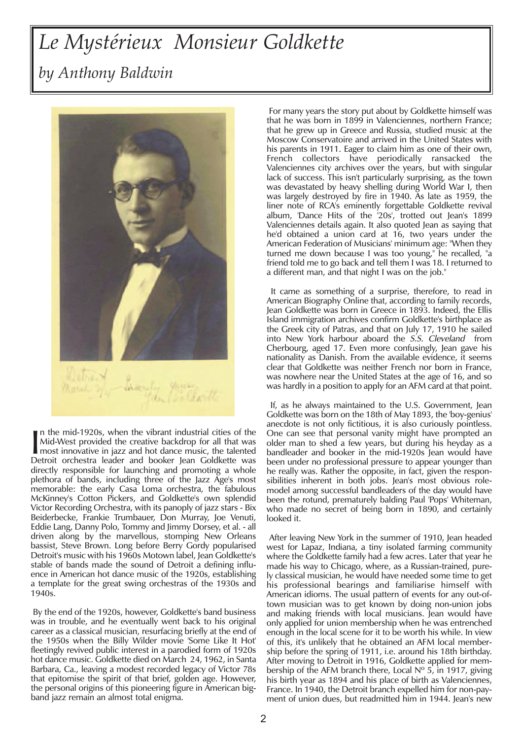# *Le Mystérieux Monsieur Goldkette*

## *by Anthony Baldwin*

In the mid-1920s, when the vibrant industrial cities of the Mid-West provided the creative backdrop for all that was most innovative in jazz and hot dance music, the talented Detroit orchestra leader and booker Jean Goldkette was directly responsible for launching and promoting a whole plethora of bands, including three of the Jazz Age's most memorable: the early Casa Loma orchestra, the fabulous McKinney's Cotton Pickers, and Goldkette's own splendid Victor Recording Orchestra, with its panoply of jazz stars - Bix Beiderbecke, Frankie Trumbauer, Don Murray, Joe Venuti, Eddie Lang, Danny Polo, Tommy and Jimmy Dorsey, et al. - all driven along by the marvellous, stomping New Orleans bassist, Steve Brown. Long before Berry Gordy popularised Detroit's music with his 1960s Motown label, Jean Goldkette's stable of bands made the sound of Detroit a defining influence in American hot dance music of the 1920s, establishing a template for the great swing orchestras of the 1930s and 1940s.

By the end of the 1920s, however, Goldkette's band business was in trouble, and he eventually went back to his original career as a classical musician, resurfacing briefly at the end of the 1950s when the Billy Wilder movie 'Some Like It Hot' fleetingly revived public interest in a parodied form of 1920s hot dance music. Goldkette died on March 24, 1962, in Santa Barbara, Ca., leaving a modest recorded legacy of Victor 78s that epitomise the spirit of that brief, golden age. However, the personal origins of this pioneering figure in American big-band jazz remain an almost total enigma.

For many years the story put about by Goldkette himself was that he was born in 1899 in Valenciennes, northern France; that he grew up in Greece and Russia, studied music at the Moscow Conservatoire and arrived in the United States with his parents in 1911. Eager to claim him as one of their own, French collectors have periodically ransacked the Valenciennes city archives over the years, but with singular lack of success. This isn't particularly surprising, as the town was devastated by heavy shelling during World War I, then was largely destroyed by fire in 1940. As late as 1959, the liner note of RCA's eminently forgettable Goldkette revival album, 'Dance Hits of the '20s', trotted out Jean's 1899 Valenciennes details again. It also quoted Jean as saying that he'd obtained a union card at 16, two years under the American Federation of Musicians' minimum age: "When they turned me down because I was too young," he recalled, "a friend told me to go back and tell them I was 18. I returned to a different man, and that night I was on the job."

It came as something of a surprise, therefore, to read in American Biography Online that, according to family records, Jean Goldkette was born in Greece in 1893. Indeed, the Ellis Island immigration archives confirm Goldkette's birthplace as the Greek city of Patras, and that on July 17, 1910 he sailed into New York harbour aboard the *S.S. Cleveland* from Cherbourg, aged 17. Even more confusingly, Jean gave his nationality as Danish. From the available evidence, it seems clear that Goldkette was neither French nor born in France, was nowhere near the United States at the age of 16, and so was hardly in a position to apply for an AFM card at that point.

If, as he always maintained to the U.S. Government, Jean Goldkette was born on the 18th of May 1893, the 'boy-genius' anecdote is not only fictitious, it is also curiously pointless. One can see that personal vanity might have prompted an older man to shed a few years, but during his heyday as a bandleader and booker in the mid-1920s Jean would have been under no professional pressure to appear younger than he really was. Rather the opposite, in fact, given the responsibilities inherent in both jobs. Jean's most obvious role-model among successful bandleaders of the day would have been the rotund, prematurely balding Paul 'Pops' Whiteman, who made no secret of being born in 1890, and certainly looked it.

After leaving New York in the summer of 1910, Jean headed west for Lapaz, Indiana, a tiny isolated farming community where the Goldkette family had a few acres. Later that year he made his way to Chicago, where, as a Russian-trained, purely classical musician, he would have needed some time to get his professional bearings and familiarise himself with American idioms. The usual pattern of events for any out-of-town musician was to get known by doing non-union jobs and making friends with local musicians. Jean would have only applied for union membership when he was entrenched enough in the local scene for it to be worth his while. In view of this, it's unlikely that he obtained an AFM local membership before the spring of 1911, i.e. around his 18th birthday. After moving to Detroit in 1916, Goldkette applied for membership of the AFM branch there, Local Nº 5, in 1917, giving his birth year as 1894 and his place of birth as Valenciennes, France. In 1940, the Detroit branch expelled him for non-payment of union dues, but readmitted him in 1944. Jean's new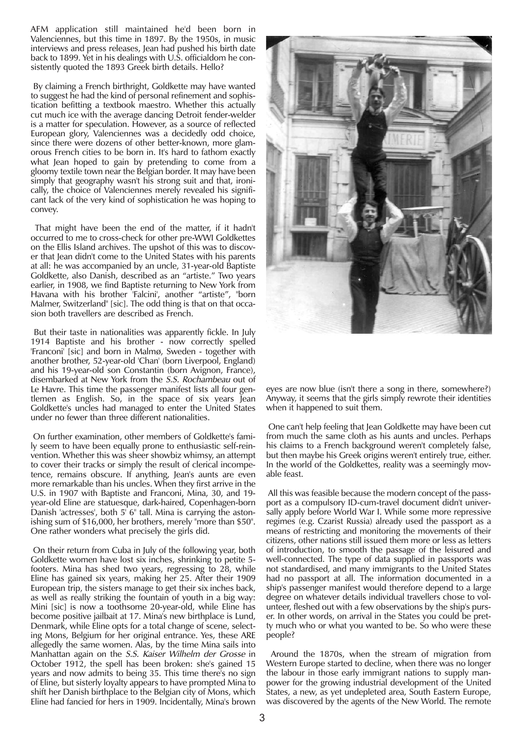AFM application still maintained he'd been born in Valenciennes, but this time in 1897. By the 1950s, in music interviews and press releases, Jean had pushed his birth date back to 1899. Yet in his dealings with U.S. officialdom he consistently quoted the 1893 Greek birth details. Hello?

By claiming a French birthright, Goldkette may have wanted to suggest he had the kind of personal refinement and sophistication befitting a textbook maestro. Whether this actually cut much ice with the average dancing Detroit fender-welder is a matter for speculation. However, as a source of reflected European glory, Valenciennes was a decidedly odd choice, since there were dozens of other better-known, more glamorous French cities to be born in. It's hard to fathom exactly what Jean hoped to gain by pretending to come from a gloomy textile town near the Belgian border. It may have been simply that geography wasn't his strong suit and that, ironically, the choice of Valenciennes merely revealed his significant lack of the very kind of sophistication he was hoping to convey.

That might have been the end of the matter, if it hadn't occurred to me to cross-check for other pre-WWI Goldkettes on the Ellis Island archives. The upshot of this was to discover that Jean didn't come to the United States with his parents at all: he was accompanied by an uncle, 31-year-old Baptiste Goldkette, also Danish, described as an "artiste." Two years earlier, in 1908, we find Baptiste returning to New York from Havana with his brother 'Falcini', another "artiste", "born Malmer, Switzerland" [sic]. The odd thing is that on that occasion both travellers are described as French.

But their taste in nationalities was apparently fickle. In July 1914 Baptiste and his brother - now correctly spelled 'Franconi' [sic] and born in Malmø, Sweden - together with another brother, 52-year-old 'Chan' (born Liverpool, England) and his 19-year-old son Constantin (born Avignon, France), disembarked at New York from the *S.S. Rochambeau* out of Le Havre. This time the passenger manifest lists all four gentlemen as English. So, in the space of six years Jean Goldkette's uncles had managed to enter the United States under no fewer than three different nationalities.

On further examination, other members of Goldkette's family seem to have been equally prone to enthusiastic self-reinvention. Whether this was sheer showbiz whimsy, an attempt to cover their tracks or simply the result of clerical incompetence, remains obscure. If anything, Jean's aunts are even more remarkable than his uncles. When they first arrive in the U.S. in 1907 with Baptiste and Franconi, Mina, 30, and 19-year-old Eline are statuesque, dark-haired, Copenhagen-born Danish 'actresses', both 5' 6" tall. Mina is carrying the astonishing sum of $16,000, her brothers, merely "more than $50". One rather wonders what precisely the girls did.

On their return from Cuba in July of the following year, both Goldkette women have lost six inches, shrinking to petite 5-footers. Mina has shed two years, regressing to 28, while Eline has gained six years, making her 25. After their 1909 European trip, the sisters manage to get their six inches back, as well as really striking the fountain of youth in a big way: Mini [sic] is now a toothsome 20-year-old, while Eline has become positive jailbait at 17. Mina's new birthplace is Lund, Denmark, while Eline opts for a total change of scene, selecting Mons, Belgium for her original entrance. Yes, these ARE allegedly the same women. Alas, by the time Mina sails into Manhattan again on the *S.S. Kaiser Wilhelm der Grosse* in October 1912, the spell has been broken: she's gained 15 years and now admits to being 35. This time there's no sign of Eline, but sisterly loyalty appears to have prompted Mina to shift her Danish birthplace to the Belgian city of Mons, which Eline had fancied for hers in 1909. Incidentally, Mina's brown eyes are now blue (isn't there a song in there, somewhere?) Anyway, it seems that the girls simply rewrote their identities when it happened to suit them.

One can't help feeling that Jean Goldkette may have been cut from much the same cloth as his aunts and uncles. Perhaps his claims to a French background weren't completely false, but then maybe his Greek origins weren't entirely true, either. In the world of the Goldkettes, reality was a seemingly movable feast.

All this was feasible because the modern concept of the passport as a compulsory ID-cum-travel document didn't universally apply before World War I. While some more repressive regimes (e.g. Czarist Russia) already used the passport as a means of restricting and monitoring the movements of their citizens, other nations still issued them more or less as letters of introduction, to smooth the passage of the leisured and well-connected. The type of data supplied in passports was not standardised, and many immigrants to the United States had no passport at all. The information documented in a ship's passenger manifest would therefore depend to a large degree on whatever details individual travellers chose to volunteer, fleshed out with a few observations by the ship's purser. In other words, on arrival in the States you could be pretty much who or what you wanted to be. So who were these people?

Around the 1870s, when the stream of migration from Western Europe started to decline, when there was no longer the labour in those early immigrant nations to supply manpower for the growing industrial development of the United States, a new, as yet undepleted area, South Eastern Europe, was discovered by the agents of the New World. The remote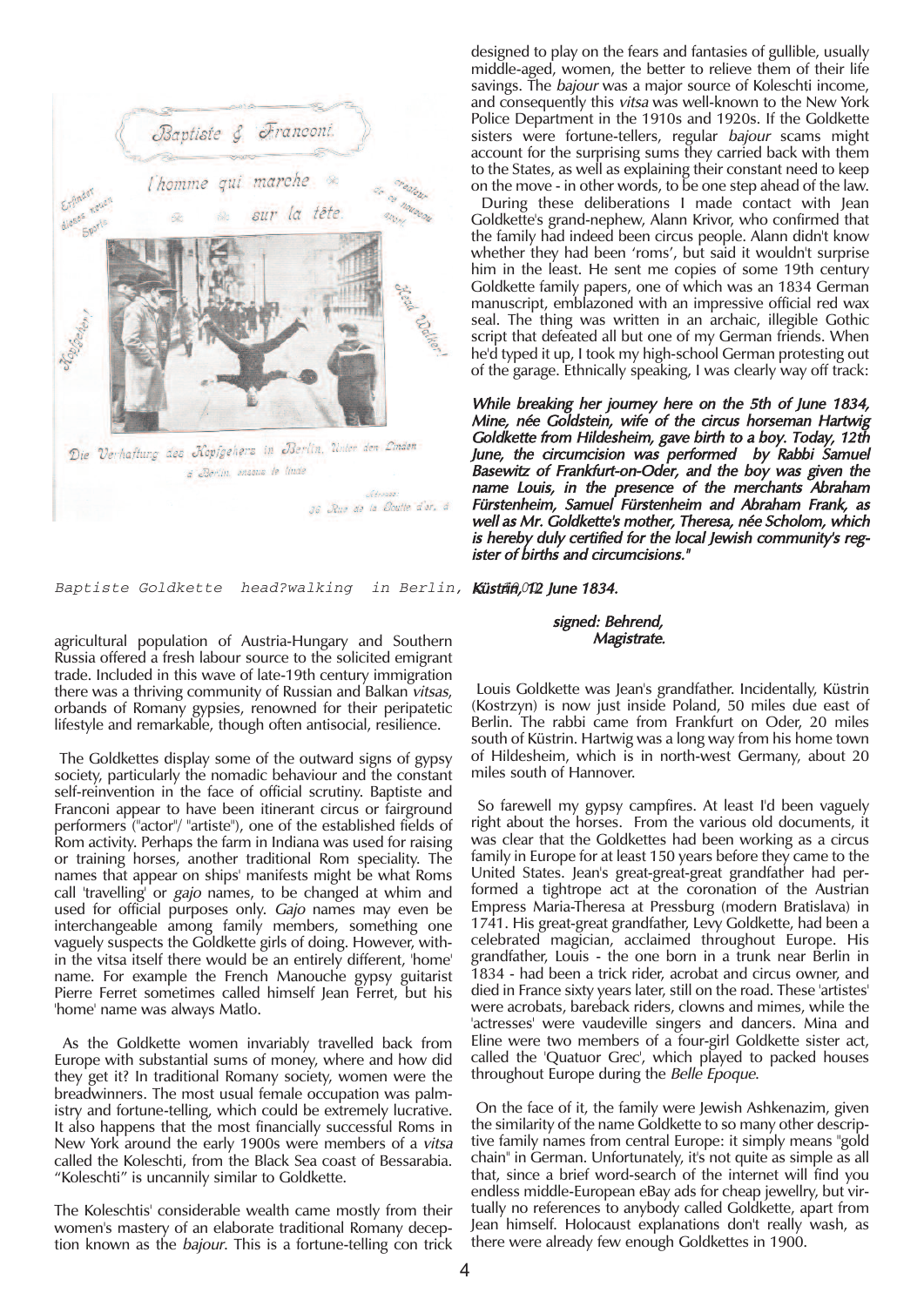Baptiste Goldkette head?walking in Berlin, c.1900

agricultural population of Austria-Hungary and Southern Russia offered a fresh labour source to the solicited emigrant trade. Included in this wave of late-19th century immigration there was a thriving community of Russian and Balkan *vitsas*, orbands of Romany gypsies, renowned for their peripatetic lifestyle and remarkable, though often antisocial, resilience.

The Goldkettes display some of the outward signs of gypsy society, particularly the nomadic behaviour and the constant self-reinvention in the face of official scrutiny. Baptiste and Franconi appear to have been itinerant circus or fairground performers ("actor"/ "artiste"), one of the established fields of Rom activity. Perhaps the farm in Indiana was used for raising or training horses, another traditional Rom speciality. The names that appear on ships' manifests might be what Roms call 'travelling' or *gajo* names, to be changed at whim and used for official purposes only. *Gajo* names may even be interchangeable among family members, something one vaguely suspects the Goldkette girls of doing. However, within the vitsa itself there would be an entirely different, 'home' name. For example the French Manouche gypsy guitarist Pierre Ferret sometimes called himself Jean Ferret, but his 'home' name was always Matlo.

As the Goldkette women invariably travelled back from Europe with substantial sums of money, where and how did they get it? In traditional Romany society, women were the breadwinners. The most usual female occupation was palmistry and fortune-telling, which could be extremely lucrative. It also happens that the most financially successful Roms in New York around the early 1900s were members of a *vitsa* called the Koleschti, from the Black Sea coast of Bessarabia. "Koleschti" is uncannily similar to Goldkette.

The Koleschtis' considerable wealth came mostly from their women's mastery of an elaborate traditional Romany deception known as the *bajour*. This is a fortune-telling con trick designed to play on the fears and fantasies of gullible, usually middle-aged, women, the better to relieve them of their life savings. The *bajour* was a major source of Koleschti income, and consequently this *vitsa* was well-known to the New York Police Department in the 1910s and 1920s. If the Goldkette sisters were fortune-tellers, regular *bajour* scams might account for the surprising sums they carried back with them to the States, as well as explaining their constant need to keep on the move - in other words, to be one step ahead of the law.

During these deliberations I made contact with Jean Goldkette's grand-nephew, Alann Krivor, who confirmed that the family had indeed been circus people. Alann didn't know whether they had been 'roms', but said it wouldn't surprise him in the least. He sent me copies of some 19th century Goldkette family papers, one of which was an 1834 German manuscript, emblazoned with an impressive official red wax seal. The thing was written in an archaic, illegible Gothic script that defeated all but one of my German friends. When he'd typed it up, I took my high-school German protesting out of the garage. Ethnically speaking, I was clearly way off track:

***While breaking her journey here on the 5th of June 1834, Mine, née Goldstein, wife of the circus horseman Hartwig Goldkette from Hildesheim, gave birth to a boy. Today, 12th June, the circumcision was performed by Rabbi Samuel Basewitz of Frankfurt-on-Oder, and the boy was given the name Louis, in the presence of the merchants Abraham Fürstenheim, Samuel Fürstenheim and Abraham Frank, as well as Mr. Goldkette's mother, Theresa, née Scholom, which is hereby duly certified for the local Jewish community's register of births and circumcisions."***

***Küstrin, 12 June 1834.***

***signed: Behrend, Magistrate.***

Louis Goldkette was Jean's grandfather. Incidentally, Küstrin (Kostrzyn) is now just inside Poland, 50 miles due east of Berlin. The rabbi came from Frankfurt on Oder, 20 miles south of Küstrin. Hartwig was a long way from his home town of Hildesheim, which is in north-west Germany, about 20 miles south of Hannover.

So farewell my gypsy campfires. At least I'd been vaguely right about the horses. From the various old documents, it was clear that the Goldkettes had been working as a circus family in Europe for at least 150 years before they came to the United States. Jean's great-great-great grandfather had performed a tightrope act at the coronation of the Austrian Empress Maria-Theresa at Pressburg (modern Bratislava) in 1741. His great-great grandfather, Levy Goldkette, had been a celebrated magician, acclaimed throughout Europe. His grandfather, Louis - the one born in a trunk near Berlin in 1834 - had been a trick rider, acrobat and circus owner, and died in France sixty years later, still on the road. These 'artistes' were acrobats, bareback riders, clowns and mimes, while the 'actresses' were vaudeville singers and dancers. Mina and Eline were two members of a four-girl Goldkette sister act, called the 'Quatuor Grec', which played to packed houses throughout Europe during the *Belle Epoque*.

On the face of it, the family were Jewish Ashkenazim, given the similarity of the name Goldkette to so many other descriptive family names from central Europe: it simply means "gold chain" in German. Unfortunately, it's not quite as simple as all that, since a brief word-search of the internet will find you endless middle-European eBay ads for cheap jewellry, but virtually no references to anybody called Goldkette, apart from Jean himself. Holocaust explanations don't really wash, as there were already few enough Goldkettes in 1900.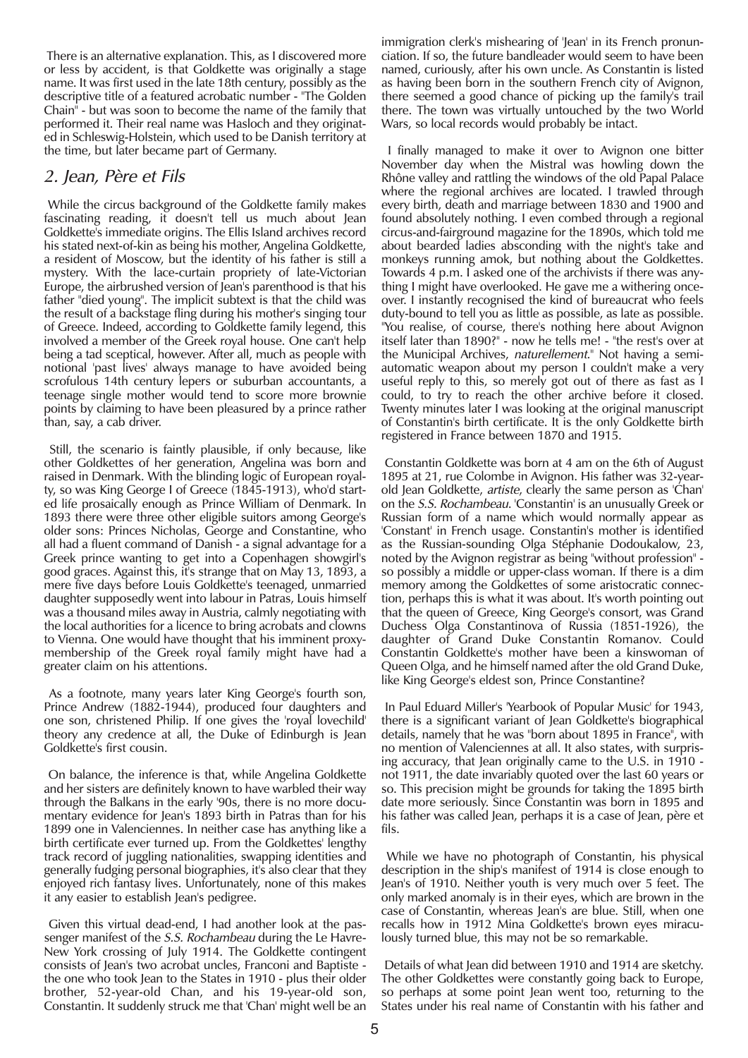There is an alternative explanation. This, as I discovered more or less by accident, is that Goldkette was originally a stage name. It was first used in the late 18th century, possibly as the descriptive title of a featured acrobatic number - "The Golden Chain" - but was soon to become the name of the family that performed it. Their real name was Hasloch and they originated in Schleswig-Holstein, which used to be Danish territory at the time, but later became part of Germany.

## 2. Jean, Père et Fils

While the circus background of the Goldkette family makes fascinating reading, it doesn't tell us much about Jean Goldkette's immediate origins. The Ellis Island archives record his stated next-of-kin as being his mother, Angelina Goldkette, a resident of Moscow, but the identity of his father is still a mystery. With the lace-curtain propriety of late-Victorian Europe, the airbrushed version of Jean's parenthood is that his father "died young". The implicit subtext is that the child was the result of a backstage fling during his mother's singing tour of Greece. Indeed, according to Goldkette family legend, this involved a member of the Greek royal house. One can't help being a tad sceptical, however. After all, much as people with notional 'past lives' always manage to have avoided being scrofulous 14th century lepers or suburban accountants, a teenage single mother would tend to score more brownie points by claiming to have been pleasured by a prince rather than, say, a cab driver.

Still, the scenario is faintly plausible, if only because, like other Goldkettes of her generation, Angelina was born and raised in Denmark. With the blinding logic of European royalty, so was King George I of Greece (1845-1913), who'd started life prosaically enough as Prince William of Denmark. In 1893 there were three other eligible suitors among George's older sons: Princes Nicholas, George and Constantine, who all had a fluent command of Danish - a signal advantage for a Greek prince wanting to get into a Copenhagen showgirl's good graces. Against this, it's strange that on May 13, 1893, a mere five days before Louis Goldkette's teenaged, unmarried daughter supposedly went into labour in Patras, Louis himself was a thousand miles away in Austria, calmly negotiating with the local authorities for a licence to bring acrobats and clowns to Vienna. One would have thought that his imminent proxy-membership of the Greek royal family might have had a greater claim on his attentions.

As a footnote, many years later King George's fourth son, Prince Andrew (1882-1944), produced four daughters and one son, christened Philip. If one gives the 'royal lovechild' theory any credence at all, the Duke of Edinburgh is Jean Goldkette's first cousin.

On balance, the inference is that, while Angelina Goldkette and her sisters are definitely known to have warbled their way through the Balkans in the early '90s, there is no more documentary evidence for Jean's 1893 birth in Patras than for his 1899 one in Valenciennes. In neither case has anything like a birth certificate ever turned up. From the Goldkettes' lengthy track record of juggling nationalities, swapping identities and generally fudging personal biographies, it's also clear that they enjoyed rich fantasy lives. Unfortunately, none of this makes it any easier to establish Jean's pedigree.

Given this virtual dead-end, I had another look at the passenger manifest of the *S.S. Rochambeau* during the Le Havre-New York crossing of July 1914. The Goldkette contingent consists of Jean's two acrobat uncles, Franconi and Baptiste - the one who took Jean to the States in 1910 - plus their older brother, 52-year-old Chan, and his 19-year-old son, Constantin. It suddenly struck me that 'Chan' might well be an immigration clerk's mishearing of 'Jean' in its French pronunciation. If so, the future bandleader would seem to have been named, curiously, after his own uncle. As Constantin is listed as having been born in the southern French city of Avignon, there seemed a good chance of picking up the family's trail there. The town was virtually untouched by the two World Wars, so local records would probably be intact.

I finally managed to make it over to Avignon one bitter November day when the Mistral was howling down the Rhône valley and rattling the windows of the old Papal Palace where the regional archives are located. I trawled through every birth, death and marriage between 1830 and 1900 and found absolutely nothing. I even combed through a regional circus-and-fairground magazine for the 1890s, which told me about bearded ladies absconding with the night's take and monkeys running amok, but nothing about the Goldkettes. Towards 4 p.m. I asked one of the archivists if there was anything I might have overlooked. He gave me a withering once-over. I instantly recognised the kind of bureaucrat who feels duty-bound to tell you as little as possible, as late as possible. "You realise, of course, there's nothing here about Avignon itself later than 1890?" - now he tells me! - "the rest's over at the Municipal Archives, *naturellement*." Not having a semi-automatic weapon about my person I couldn't make a very useful reply to this, so merely got out of there as fast as I could, to try to reach the other archive before it closed. Twenty minutes later I was looking at the original manuscript of Constantin's birth certificate. It is the only Goldkette birth registered in France between 1870 and 1915.

Constantin Goldkette was born at 4 am on the 6th of August 1895 at 21, rue Colombe in Avignon. His father was 32-year-old Jean Goldkette, *artiste*, clearly the same person as 'Chan' on the *S.S. Rochambeau*. 'Constantin' is an unusually Greek or Russian form of a name which would normally appear as 'Constant' in French usage. Constantin's mother is identified as the Russian-sounding Olga Stéphanie Dodoukalow, 23, noted by the Avignon registrar as being "without profession" - so possibly a middle or upper-class woman. If there is a dim memory among the Goldkettes of some aristocratic connection, perhaps this is what it was about. It's worth pointing out that the queen of Greece, King George's consort, was Grand Duchess Olga Constantinova of Russia (1851-1926), the daughter of Grand Duke Constantin Romanov. Could Constantin Goldkette's mother have been a kinswoman of Queen Olga, and he himself named after the old Grand Duke, like King George's eldest son, Prince Constantine?

In Paul Eduard Miller's 'Yearbook of Popular Music' for 1943, there is a significant variant of Jean Goldkette's biographical details, namely that he was "born about 1895 in France", with no mention of Valenciennes at all. It also states, with surprising accuracy, that Jean originally came to the U.S. in 1910 - not 1911, the date invariably quoted over the last 60 years or so. This precision might be grounds for taking the 1895 birth date more seriously. Since Constantin was born in 1895 and his father was called Jean, perhaps it is a case of Jean, père et fils.

While we have no photograph of Constantin, his physical description in the ship's manifest of 1914 is close enough to Jean's of 1910. Neither youth is very much over 5 feet. The only marked anomaly is in their eyes, which are brown in the case of Constantin, whereas Jean's are blue. Still, when one recalls how in 1912 Mina Goldkette's brown eyes miraculously turned blue, this may not be so remarkable.

Details of what Jean did between 1910 and 1914 are sketchy. The other Goldkettes were constantly going back to Europe, so perhaps at some point Jean went too, returning to the States under his real name of Constantin with his father and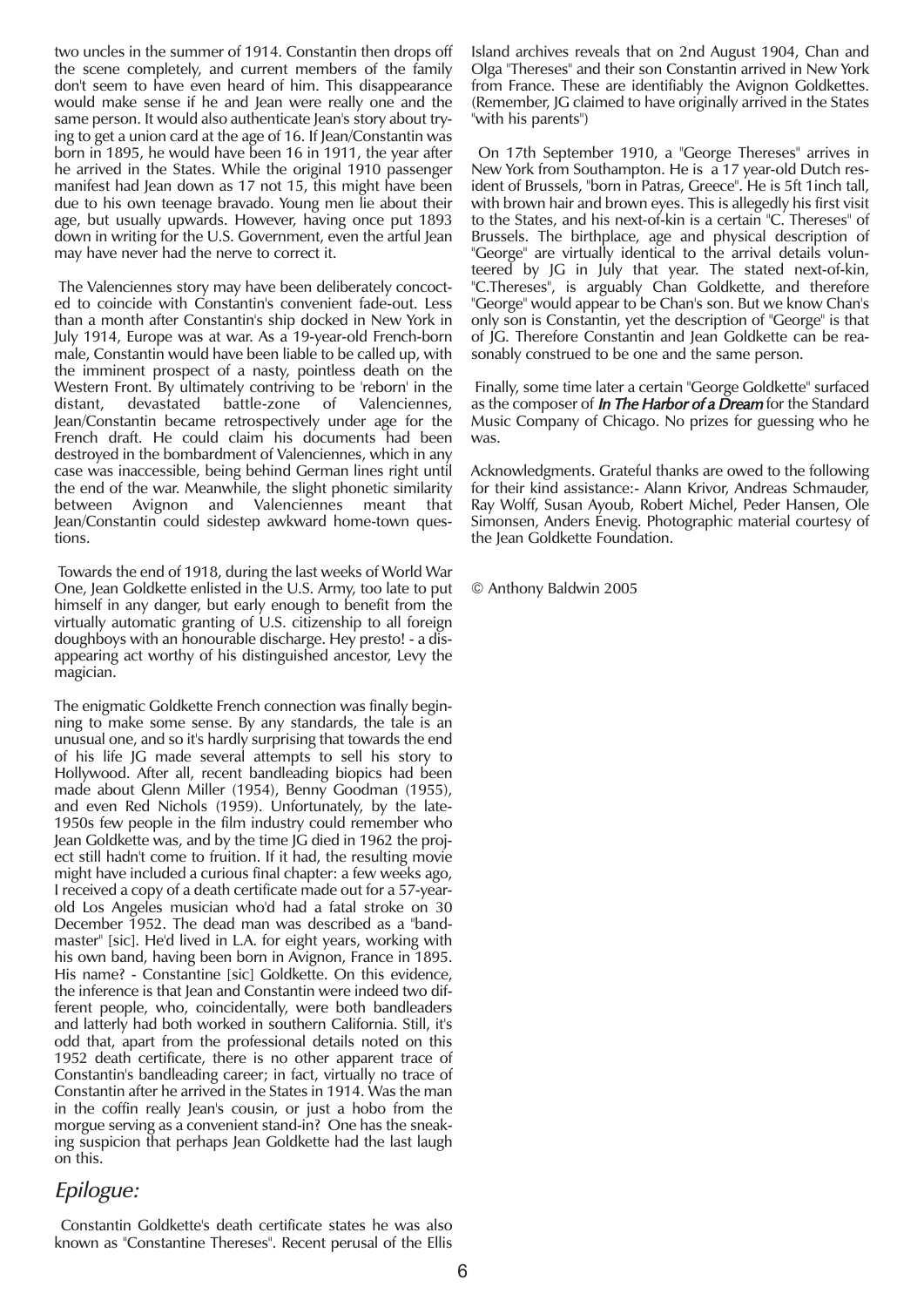two uncles in the summer of 1914. Constantin then drops off the scene completely, and current members of the family don't seem to have even heard of him. This disappearance would make sense if he and Jean were really one and the same person. It would also authenticate Jean's story about trying to get a union card at the age of 16. If Jean/Constantin was born in 1895, he would have been 16 in 1911, the year after he arrived in the States. While the original 1910 passenger manifest had Jean down as 17 not 15, this might have been due to his own teenage bravado. Young men lie about their age, but usually upwards. However, having once put 1893 down in writing for the U.S. Government, even the artful Jean may have never had the nerve to correct it.

The Valenciennes story may have been deliberately concocted to coincide with Constantin's convenient fade-out. Less than a month after Constantin's ship docked in New York in July 1914, Europe was at war. As a 19-year-old French-born male, Constantin would have been liable to be called up, with the imminent prospect of a nasty, pointless death on the Western Front. By ultimately contriving to be 'reborn' in the distant, devastated battle-zone of Valenciennes, Jean/Constantin became retrospectively under age for the French draft. He could claim his documents had been destroyed in the bombardment of Valenciennes, which in any case was inaccessible, being behind German lines right until the end of the war. Meanwhile, the slight phonetic similarity between Avignon and Valenciennes meant that Jean/Constantin could sidestep awkward home-town questions.

Towards the end of 1918, during the last weeks of World War One, Jean Goldkette enlisted in the U.S. Army, too late to put himself in any danger, but early enough to benefit from the virtually automatic granting of U.S. citizenship to all foreign doughboys with an honourable discharge. Hey presto! - a disappearing act worthy of his distinguished ancestor, Levy the magician.

The enigmatic Goldkette French connection was finally beginning to make some sense. By any standards, the tale is an unusual one, and so it's hardly surprising that towards the end of his life JG made several attempts to sell his story to Hollywood. After all, recent bandleading biopics had been made about Glenn Miller (1954), Benny Goodman (1955), and even Red Nichols (1959). Unfortunately, by the late-1950s few people in the film industry could remember who Jean Goldkette was, and by the time JG died in 1962 the project still hadn't come to fruition. If it had, the resulting movie might have included a curious final chapter: a few weeks ago, I received a copy of a death certificate made out for a 57-year-old Los Angeles musician who'd had a fatal stroke on 30 December 1952. The dead man was described as a "bandmaster" [sic]. He'd lived in L.A. for eight years, working with his own band, having been born in Avignon, France in 1895. His name? - Constantine [sic] Goldkette. On this evidence, the inference is that Jean and Constantin were indeed two different people, who, coincidentally, were both bandleaders and latterly had both worked in southern California. Still, it's odd that, apart from the professional details noted on this 1952 death certificate, there is no other apparent trace of Constantin's bandleading career; in fact, virtually no trace of Constantin after he arrived in the States in 1914. Was the man in the coffin really Jean's cousin, or just a hobo from the morgue serving as a convenient stand-in? One has the sneaking suspicion that perhaps Jean Goldkette had the last laugh on this.

## *Epilogue:*

Constantin Goldkette's death certificate states he was also known as "Constantine Thereses". Recent perusal of the Ellis Island archives reveals that on 2nd August 1904, Chan and Olga "Thereses" and their son Constantin arrived in New York from France. These are identifiably the Avignon Goldkettes. (Remember, JG claimed to have originally arrived in the States "with his parents")

On 17th September 1910, a "George Thereses" arrives in New York from Southampton. He is a 17 year-old Dutch resident of Brussels, "born in Patras, Greece". He is 5ft 1inch tall, with brown hair and brown eyes. This is allegedly his first visit to the States, and his next-of-kin is a certain "C. Thereses" of Brussels. The birthplace, age and physical description of "George" are virtually identical to the arrival details volunteered by JG in July that year. The stated next-of-kin, "C.Thereses", is arguably Chan Goldkette, and therefore "George" would appear to be Chan's son. But we know Chan's only son is Constantin, yet the description of "George" is that of JG. Therefore Constantin and Jean Goldkette can be reasonably construed to be one and the same person.

Finally, some time later a certain "George Goldkette" surfaced as the composer of ***In The Harbor of a Dream*** for the Standard Music Company of Chicago. No prizes for guessing who he was.

Acknowledgments. Grateful thanks are owed to the following for their kind assistance:- Alann Krivor, Andreas Schmauder, Ray Wolff, Susan Ayoub, Robert Michel, Peder Hansen, Ole Simonsen, Anders Enevig. Photographic material courtesy of the Jean Goldkette Foundation.

© Anthony Baldwin 2005